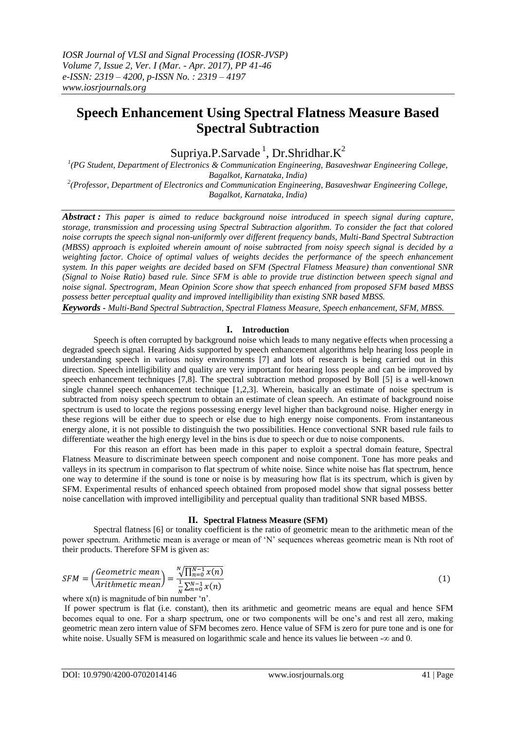# Speech Enhancement Using Spectral Flatness Measure Based Spectral Subtraction

Supriya.P.Sarvade [1], Dr.Shridhar.K [2]

[1](PG Student, Department of Electronics & Communication Engineering, Basaveshwar Engineering College, Bagalkot, Karnataka, India)

[2](Professor, Department of Electronics and Communication Engineering, Basaveshwar Engineering College, Bagalkot, Karnataka, India)

***Abstract :*** *This paper is aimed to reduce background noise introduced in speech signal during capture, storage, transmission and processing using Spectral Subtraction algorithm. To consider the fact that colored noise corrupts the speech signal non-uniformly over different frequency bands, Multi-Band Spectral Subtraction (MBSS) approach is exploited wherein amount of noise subtracted from noisy speech signal is decided by a weighting factor. Choice of optimal values of weights decides the performance of the speech enhancement system. In this paper weights are decided based on SFM (Spectral Flatness Measure) than conventional SNR (Signal to Noise Ratio) based rule. Since SFM is able to provide true distinction between speech signal and noise signal. Spectrogram, Mean Opinion Score show that speech enhanced from proposed SFM based MBSS possess better perceptual quality and improved intelligibility than existing SNR based MBSS.*

***Keywords** - Multi-Band Spectral Subtraction, Spectral Flatness Measure, Speech enhancement, SFM, MBSS.*

## I. Introduction

Speech is often corrupted by background noise which leads to many negative effects when processing a degraded speech signal. Hearing Aids supported by speech enhancement algorithms help hearing loss people in understanding speech in various noisy environments [7] and lots of research is being carried out in this direction. Speech intelligibility and quality are very important for hearing loss people and can be improved by speech enhancement techniques [7,8]. The spectral subtraction method proposed by Boll [5] is a well-known single channel speech enhancement technique [1,2,3]. Wherein, basically an estimate of noise spectrum is subtracted from noisy speech spectrum to obtain an estimate of clean speech. An estimate of background noise spectrum is used to locate the regions possessing energy level higher than background noise. Higher energy in these regions will be either due to speech or else due to high energy noise components. From instantaneous energy alone, it is not possible to distinguish the two possibilities. Hence convectional SNR based rule fails to differentiate weather the high energy level in the bins is due to speech or due to noise components.

For this reason an effort has been made in this paper to exploit a spectral domain feature, Spectral Flatness Measure to discriminate between speech component and noise component. Tone has more peaks and valleys in its spectrum in comparison to flat spectrum of white noise. Since white noise has flat spectrum, hence one way to determine if the sound is tone or noise is by measuring how flat is its spectrum, which is given by SFM. Experimental results of enhanced speech obtained from proposed model show that signal possess better noise cancellation with improved intelligibility and perceptual quality than traditional SNR based MBSS.

## II. Spectral Flatness Measure (SFM)

Spectral flatness [6] or tonality coefficient is the ratio of geometric mean to the arithmetic mean of the power spectrum. Arithmetic mean is average or mean of 'N' sequences whereas geometric mean is Nth root of their products. Therefore SFM is given as:

$$SFM = \left(\frac{Geometric\ mean}{Arithmetic\ mean}\right) = \frac{\sqrt[N]{\prod_{n=0}^{N-1} x(n)}}{\frac{1}{N}\sum_{n=0}^{N-1} x(n)} \tag{1}$$

where $x(n)$ is magnitude of bin number 'n'.

If power spectrum is flat (i.e. constant), then its arithmetic and geometric means are equal and hence SFM becomes equal to one. For a sharp spectrum, one or two components will be one's and rest all zero, making geometric mean zero intern value of SFM becomes zero. Hence value of SFM is zero for pure tone and is one for white noise. Usually SFM is measured on logarithmic scale and hence its values lie between $-\infty$ and 0.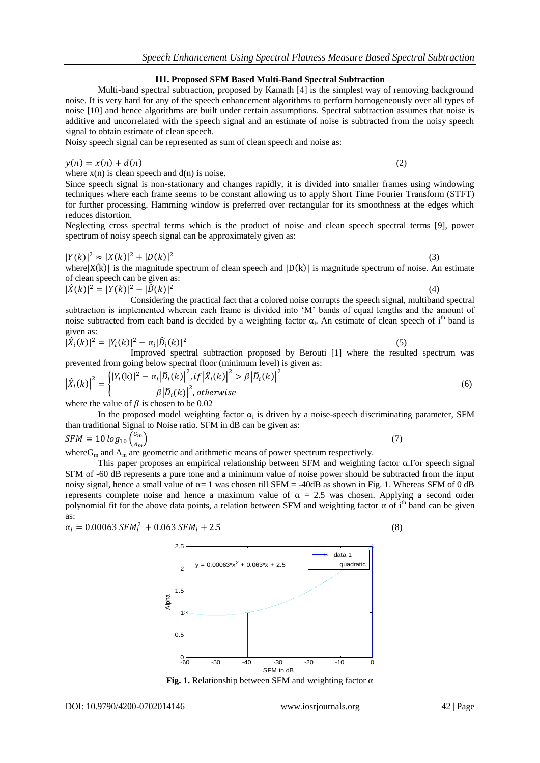### III. Proposed SFM Based Multi-Band Spectral Subtraction

Multi-band spectral subtraction, proposed by Kamath [4] is the simplest way of removing background noise. It is very hard for any of the speech enhancement algorithms to perform homogeneously over all types of noise [10] and hence algorithms are built under certain assumptions. Spectral subtraction assumes that noise is additive and uncorrelated with the speech signal and an estimate of noise is subtracted from the noisy speech signal to obtain estimate of clean speech.

Noisy speech signal can be represented as sum of clean speech and noise as:

$$y(n) = x(n) + d(n) \tag{2}$$

where x(n) is clean speech and d(n) is noise.

Since speech signal is non-stationary and changes rapidly, it is divided into smaller frames using windowing techniques where each frame seems to be constant allowing us to apply Short Time Fourier Transform (STFT) for further processing. Hamming window is preferred over rectangular for its smoothness at the edges which reduces distortion.

Neglecting cross spectral terms which is the product of noise and clean speech spectral terms [9], power spectrum of noisy speech signal can be approximately given as:

$$|Y(k)|^2 \approx |X(k)|^2 + |D(k)|^2 \tag{3}$$

where $|X(k)|$ is the magnitude spectrum of clean speech and $|D(k)|$ is magnitude spectrum of noise. An estimate of clean speech can be given as:

$$|\hat{X}(k)|^2 = |Y(k)|^2 - |\hat{D}(k)|^2 \tag{4}$$

Considering the practical fact that a colored noise corrupts the speech signal, multiband spectral subtraction is implemented wherein each frame is divided into 'M' bands of equal lengths and the amount of noise subtracted from each band is decided by a weighting factor $\alpha_i$. An estimate of clean speech of $i^{th}$ band is given as:

$$|\hat{X}_i(k)|^2 = |Y_i(k)|^2 - \alpha_i|\hat{D}_i(k)|^2 \tag{5}$$

Improved spectral subtraction proposed by Berouti [1] where the resulted spectrum was prevented from going below spectral floor (minimum level) is given as:

$$\left|\hat{X}_i(k)\right|^2 = \begin{cases} |Y_i(k)|^2 - \alpha_i\left|\hat{D}_i(k)\right|^2, if\left|\hat{X}_i(k)\right|^2 > \beta\left|\hat{D}_i(k)\right|^2 \\ \beta\left|\hat{D}_i(k)\right|^2, otherwise \end{cases} \tag{6}$$

where the value of $\beta$ is chosen to be 0.02

In the proposed model weighting factor $\alpha_i$ is driven by a noise-speech discriminating parameter, SFM than traditional Signal to Noise ratio. SFM in dB can be given as:

$$SFM = 10\,log_{10}\left(\frac{G_m}{A_m}\right) \tag{7}$$

where $G_m$ and $A_m$ are geometric and arithmetic means of power spectrum respectively.

This paper proposes an empirical relationship between SFM and weighting factor α. For speech signal SFM of -60 dB represents a pure tone and a minimum value of noise power should be subtracted from the input noisy signal, hence a small value of α = 1 was chosen till SFM = -40dB as shown in Fig. 1. Whereas SFM of 0 dB represents complete noise and hence a maximum value of α = 2.5 was chosen. Applying a second order polynomial fit for the above data points, a relation between SFM and weighting factor α of $i^{th}$ band can be given as:

$$\alpha_i = 0.00063\,SFM_i^2 + 0.063\,SFM_i + 2.5 \tag{8}$$

**Fig. 1.** Relationship between SFM and weighting factor α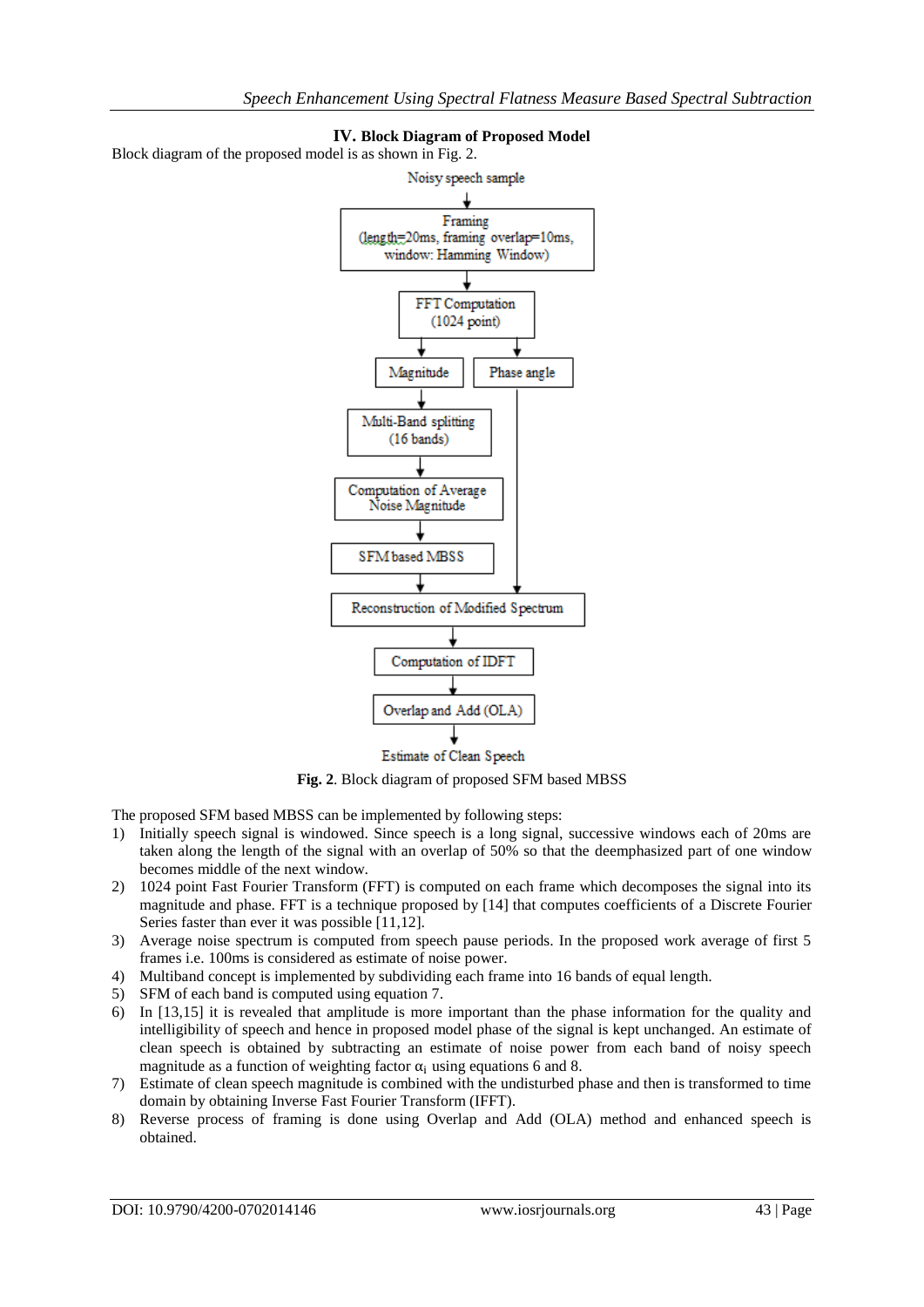## IV. Block Diagram of Proposed Model

Block diagram of the proposed model is as shown in Fig. 2.

Noisy speech sample → Framing (length=20ms, framing overlap=10ms, window: Hamming Window) → FFT Computation (1024 point) → Magnitude / Phase angle

Magnitude → Multi-Band splitting (16 bands) → Computation of Average Noise Magnitude → SFM based MBSS → Reconstruction of Modified Spectrum (with Phase angle) → Computation of IDFT → Overlap and Add (OLA) → Estimate of Clean Speech

**Fig. 2**. Block diagram of proposed SFM based MBSS

The proposed SFM based MBSS can be implemented by following steps:

1) Initially speech signal is windowed. Since speech is a long signal, successive windows each of 20ms are taken along the length of the signal with an overlap of 50% so that the deemphasized part of one window becomes middle of the next window.
2) 1024 point Fast Fourier Transform (FFT) is computed on each frame which decomposes the signal into its magnitude and phase. FFT is a technique proposed by [14] that computes coefficients of a Discrete Fourier Series faster than ever it was possible [11,12].
3) Average noise spectrum is computed from speech pause periods. In the proposed work average of first 5 frames i.e. 100ms is considered as estimate of noise power.
4) Multiband concept is implemented by subdividing each frame into 16 bands of equal length.
5) SFM of each band is computed using equation 7.
6) In [13,15] it is revealed that amplitude is more important than the phase information for the quality and intelligibility of speech and hence in proposed model phase of the signal is kept unchanged. An estimate of clean speech is obtained by subtracting an estimate of noise power from each band of noisy speech magnitude as a function of weighting factor $\alpha_i$ using equations 6 and 8.
7) Estimate of clean speech magnitude is combined with the undisturbed phase and then is transformed to time domain by obtaining Inverse Fast Fourier Transform (IFFT).
8) Reverse process of framing is done using Overlap and Add (OLA) method and enhanced speech is obtained.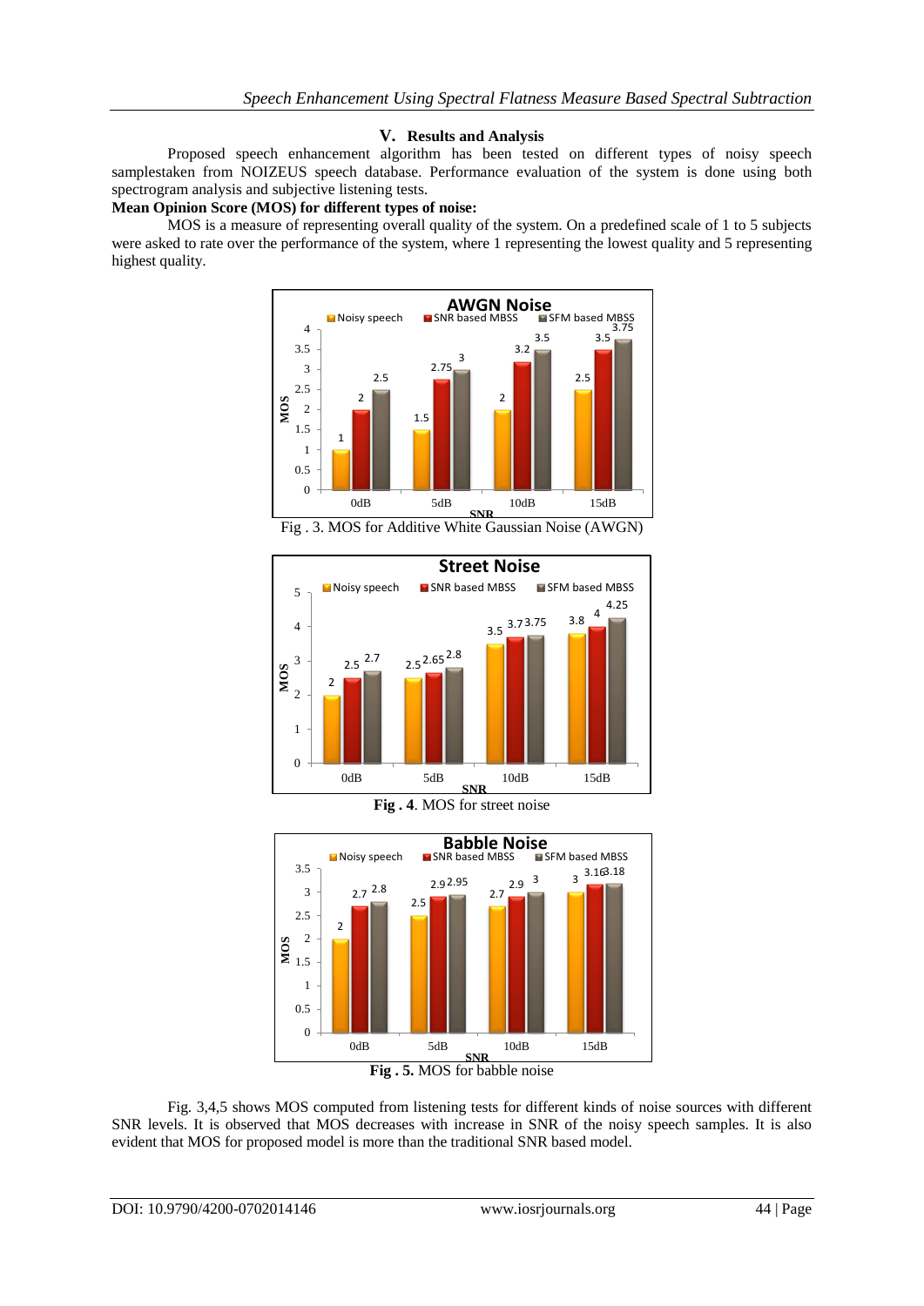## V. Results and Analysis

Proposed speech enhancement algorithm has been tested on different types of noisy speech samplestaken from NOIZEUS speech database. Performance evaluation of the system is done using both spectrogram analysis and subjective listening tests.

**Mean Opinion Score (MOS) for different types of noise:**

MOS is a measure of representing overall quality of the system. On a predefined scale of 1 to 5 subjects were asked to rate over the performance of the system, where 1 representing the lowest quality and 5 representing highest quality.

**AWGN Noise**

| SNR | Noisy speech | SNR based MBSS | SFM based MBSS |
| --- | --- | --- | --- |
| 0dB | 1 | 2 | 2.5 |
| 5dB | 1.5 | 2.75 | 3 |
| 10dB | 2 | 3.2 | 3.5 |
| 15dB | 2.5 | 3.5 | 3.75 |

Fig . 3. MOS for Additive White Gaussian Noise (AWGN)

**Street Noise**

| SNR | Noisy speech | SNR based MBSS | SFM based MBSS |
| --- | --- | --- | --- |
| 0dB | 2 | 2.5 | 2.7 |
| 5dB | 2.5 | 2.65 | 2.8 |
| 10dB | 3.5 | 3.7 | 3.75 |
| 15dB | 3.8 | 4 | 4.25 |

**Fig . 4**. MOS for street noise

**Babble Noise**

| SNR | Noisy speech | SNR based MBSS | SFM based MBSS |
| --- | --- | --- | --- |
| 0dB | 2 | 2.7 | 2.8 |
| 5dB | 2.5 | 2.9 | 2.95 |
| 10dB | 2.7 | 2.9 | 3 |
| 15dB | 3 | 3.16 | 3.18 |

**Fig . 5.** MOS for babble noise

Fig. 3,4,5 shows MOS computed from listening tests for different kinds of noise sources with different SNR levels. It is observed that MOS decreases with increase in SNR of the noisy speech samples. It is also evident that MOS for proposed model is more than the traditional SNR based model.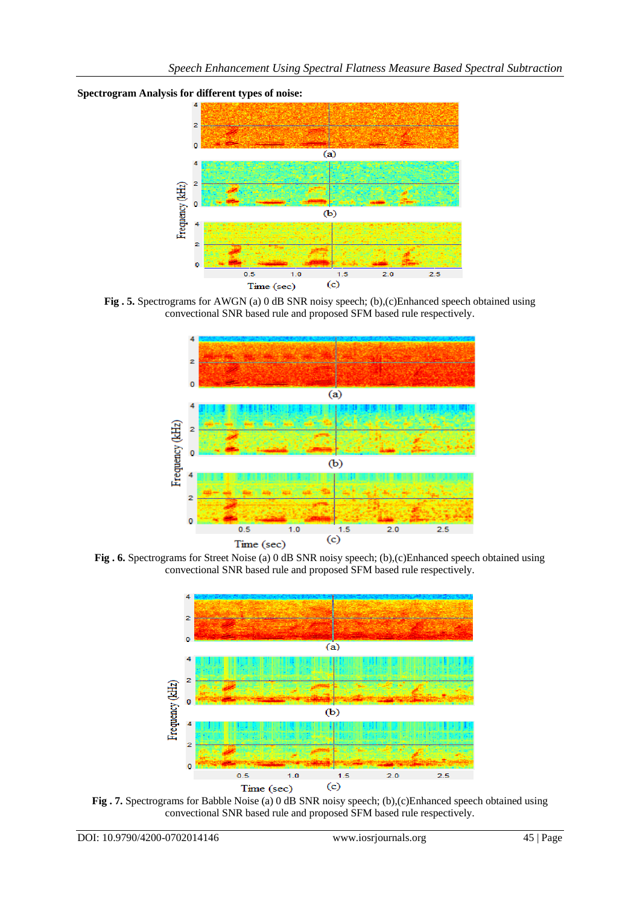**Spectrogram Analysis for different types of noise:**

**Fig . 5.** Spectrograms for AWGN (a) 0 dB SNR noisy speech; (b),(c)Enhanced speech obtained using convectional SNR based rule and proposed SFM based rule respectively.

**Fig . 6.** Spectrograms for Street Noise (a) 0 dB SNR noisy speech; (b),(c)Enhanced speech obtained using convectional SNR based rule and proposed SFM based rule respectively.

**Fig . 7.** Spectrograms for Babble Noise (a) 0 dB SNR noisy speech; (b),(c)Enhanced speech obtained using convectional SNR based rule and proposed SFM based rule respectively.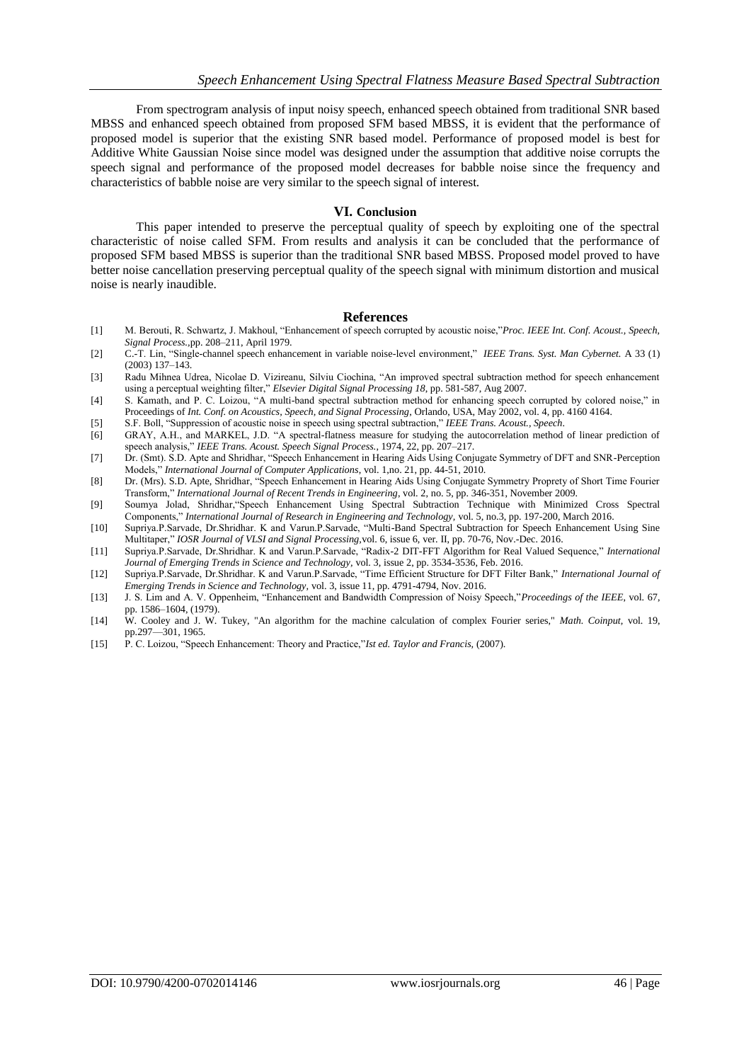From spectrogram analysis of input noisy speech, enhanced speech obtained from traditional SNR based MBSS and enhanced speech obtained from proposed SFM based MBSS, it is evident that the performance of proposed model is superior that the existing SNR based model. Performance of proposed model is best for Additive White Gaussian Noise since model was designed under the assumption that additive noise corrupts the speech signal and performance of the proposed model decreases for babble noise since the frequency and characteristics of babble noise are very similar to the speech signal of interest.

## VI. Conclusion

This paper intended to preserve the perceptual quality of speech by exploiting one of the spectral characteristic of noise called SFM. From results and analysis it can be concluded that the performance of proposed SFM based MBSS is superior than the traditional SNR based MBSS. Proposed model proved to have better noise cancellation preserving perceptual quality of the speech signal with minimum distortion and musical noise is nearly inaudible.

## References

[1] M. Berouti, R. Schwartz, J. Makhoul, "Enhancement of speech corrupted by acoustic noise,"*Proc. IEEE Int. Conf. Acoust., Speech, Signal Process.*,pp. 208–211, April 1979.

[2] C.-T. Lin, "Single-channel speech enhancement in variable noise-level environment," *IEEE Trans. Syst. Man Cybernet.* A 33 (1) (2003) 137–143.

[3] Radu Mihnea Udrea, Nicolae D. Vizireanu, Silviu Ciochina, "An improved spectral subtraction method for speech enhancement using a perceptual weighting filter," *Elsevier Digital Signal Processing 18*, pp. 581-587, Aug 2007.

[4] S. Kamath, and P. C. Loizou, "A multi-band spectral subtraction method for enhancing speech corrupted by colored noise," in Proceedings of *Int. Conf. on Acoustics, Speech, and Signal Processing*, Orlando, USA, May 2002, vol. 4, pp. 4160 4164.

[5] S.F. Boll, "Suppression of acoustic noise in speech using spectral subtraction," *IEEE Trans. Acoust., Speech*.

[6] GRAY, A.H., and MARKEL, J.D. "A spectral-flatness measure for studying the autocorrelation method of linear prediction of speech analysis," *IEEE Trans. Acoust. Speech Signal Process.*, 1974, 22, pp. 207–217.

[7] Dr. (Smt). S.D. Apte and Shridhar, "Speech Enhancement in Hearing Aids Using Conjugate Symmetry of DFT and SNR-Perception Models," *International Journal of Computer Applications*, vol. 1,no. 21, pp. 44-51, 2010.

[8] Dr. (Mrs). S.D. Apte, Shridhar, "Speech Enhancement in Hearing Aids Using Conjugate Symmetry Proprety of Short Time Fourier Transform," *International Journal of Recent Trends in Engineering*, vol. 2, no. 5, pp. 346-351, November 2009.

[9] Soumya Jolad, Shridhar,"Speech Enhancement Using Spectral Subtraction Technique with Minimized Cross Spectral Components," *International Journal of Research in Engineering and Technology*, vol. 5, no.3, pp. 197-200, March 2016.

[10] Supriya.P.Sarvade, Dr.Shridhar. K and Varun.P.Sarvade, "Multi-Band Spectral Subtraction for Speech Enhancement Using Sine Multitaper," *IOSR Journal of VLSI and Signal Processing*,vol. 6, issue 6, ver. II, pp. 70-76, Nov.-Dec. 2016.

[11] Supriya.P.Sarvade, Dr.Shridhar. K and Varun.P.Sarvade, "Radix-2 DIT-FFT Algorithm for Real Valued Sequence," *International Journal of Emerging Trends in Science and Technology*, vol. 3, issue 2, pp. 3534-3536, Feb. 2016.

[12] Supriya.P.Sarvade, Dr.Shridhar. K and Varun.P.Sarvade, "Time Efficient Structure for DFT Filter Bank," *International Journal of Emerging Trends in Science and Technology*, vol. 3, issue 11, pp. 4791-4794, Nov. 2016.

[13] J. S. Lim and A. V. Oppenheim, "Enhancement and Bandwidth Compression of Noisy Speech,"*Proceedings of the IEEE*, vol. 67, pp. 1586–1604, (1979).

[14] W. Cooley and J. W. Tukey, "An algorithm for the machine calculation of complex Fourier series," *Math. Coinput*, vol. 19, pp.297—301, 1965.

[15] P. C. Loizou, "Speech Enhancement: Theory and Practice,"*Ist ed. Taylor and Francis*, (2007).